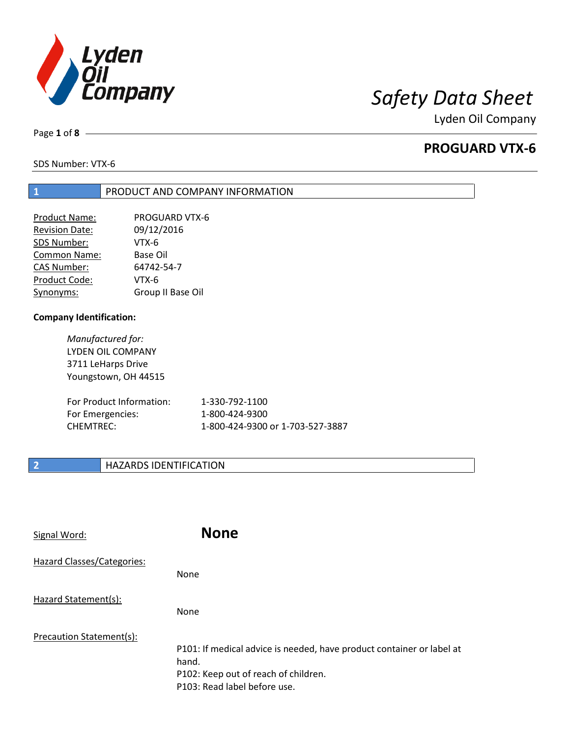# Safety Data Sheet

Lyden Oil Company

## PROGUARD VTX-6

SDS Number: VTX-6

## 1 PRODUCT AND COMPANY INFORMATION

| | |
|---|---|
| Product Name: | PROGUARD VTX-6 |
| Revision Date: | 09/12/2016 |
| SDS Number: | VTX-6 |
| Common Name: | Base Oil |
| CAS Number: | 64742-54-7 |
| Product Code: | VTX-6 |
| Synonyms: | Group II Base Oil |

**Company Identification:**

*Manufactured for:*
LYDEN OIL COMPANY
3711 LeHarps Drive
Youngstown, OH 44515

| | |
|---|---|
| For Product Information: | 1-330-792-1100 |
| For Emergencies: | 1-800-424-9300 |
| CHEMTREC: | 1-800-424-9300 or 1-703-527-3887 |

## 2 HAZARDS IDENTIFICATION

Signal Word: **None**

Hazard Classes/Categories:

None

Hazard Statement(s):

None

Precaution Statement(s):

P101: If medical advice is needed, have product container or label at hand.
P102: Keep out of reach of children.
P103: Read label before use.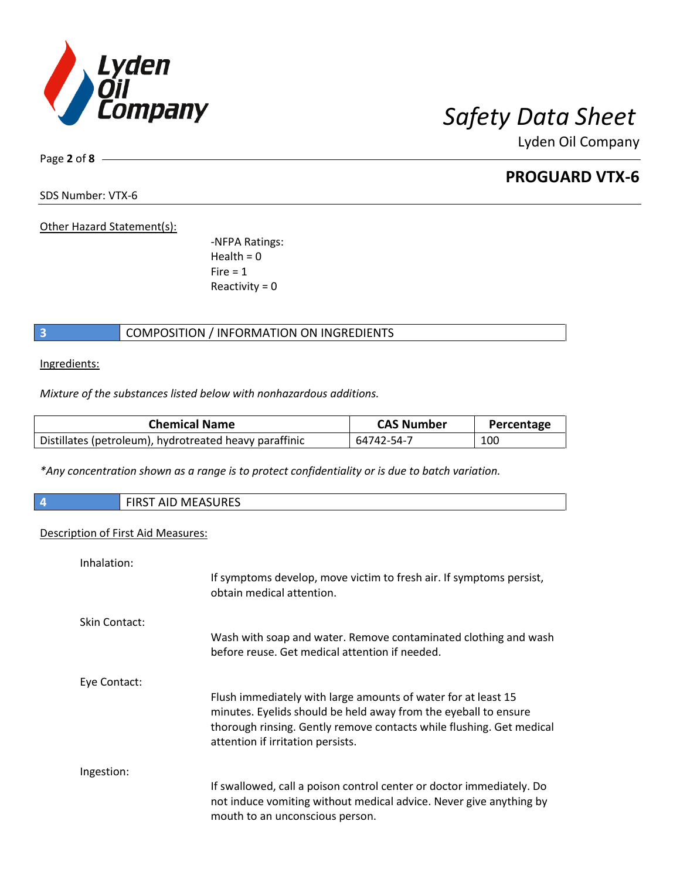Other Hazard Statement(s):

-NFPA Ratings:
Health = 0
Fire = 1
Reactivity = 0

## 3 COMPOSITION / INFORMATION ON INGREDIENTS

Ingredients:

*Mixture of the substances listed below with nonhazardous additions.*

| Chemical Name | CAS Number | Percentage |
|---|---|---|
| Distillates (petroleum), hydrotreated heavy paraffinic | 64742-54-7 | 100 |

*Any concentration shown as a range is to protect confidentiality or is due to batch variation.*

## 4 FIRST AID MEASURES

Description of First Aid Measures:

Inhalation:

If symptoms develop, move victim to fresh air. If symptoms persist, obtain medical attention.

Skin Contact:

Wash with soap and water. Remove contaminated clothing and wash before reuse. Get medical attention if needed.

Eye Contact:

Flush immediately with large amounts of water for at least 15 minutes. Eyelids should be held away from the eyeball to ensure thorough rinsing. Gently remove contacts while flushing. Get medical attention if irritation persists.

Ingestion:

If swallowed, call a poison control center or doctor immediately. Do not induce vomiting without medical advice. Never give anything by mouth to an unconscious person.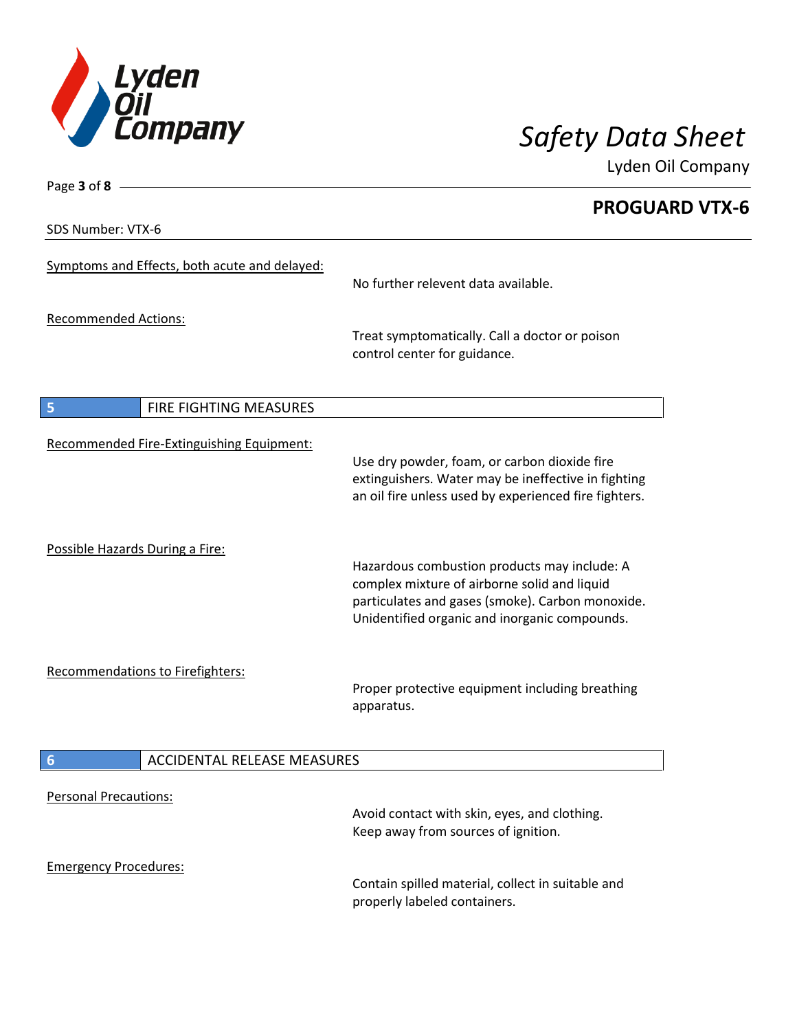Symptoms and Effects, both acute and delayed:

No further relevent data available.

Recommended Actions:

Treat symptomatically. Call a doctor or poison control center for guidance.

## 5 FIRE FIGHTING MEASURES

Recommended Fire-Extinguishing Equipment:

Use dry powder, foam, or carbon dioxide fire extinguishers. Water may be ineffective in fighting an oil fire unless used by experienced fire fighters.

Possible Hazards During a Fire:

Hazardous combustion products may include: A complex mixture of airborne solid and liquid particulates and gases (smoke). Carbon monoxide. Unidentified organic and inorganic compounds.

Recommendations to Firefighters:

Proper protective equipment including breathing apparatus.

## 6 ACCIDENTAL RELEASE MEASURES

Personal Precautions:

Avoid contact with skin, eyes, and clothing. Keep away from sources of ignition.

Emergency Procedures:

Contain spilled material, collect in suitable and properly labeled containers.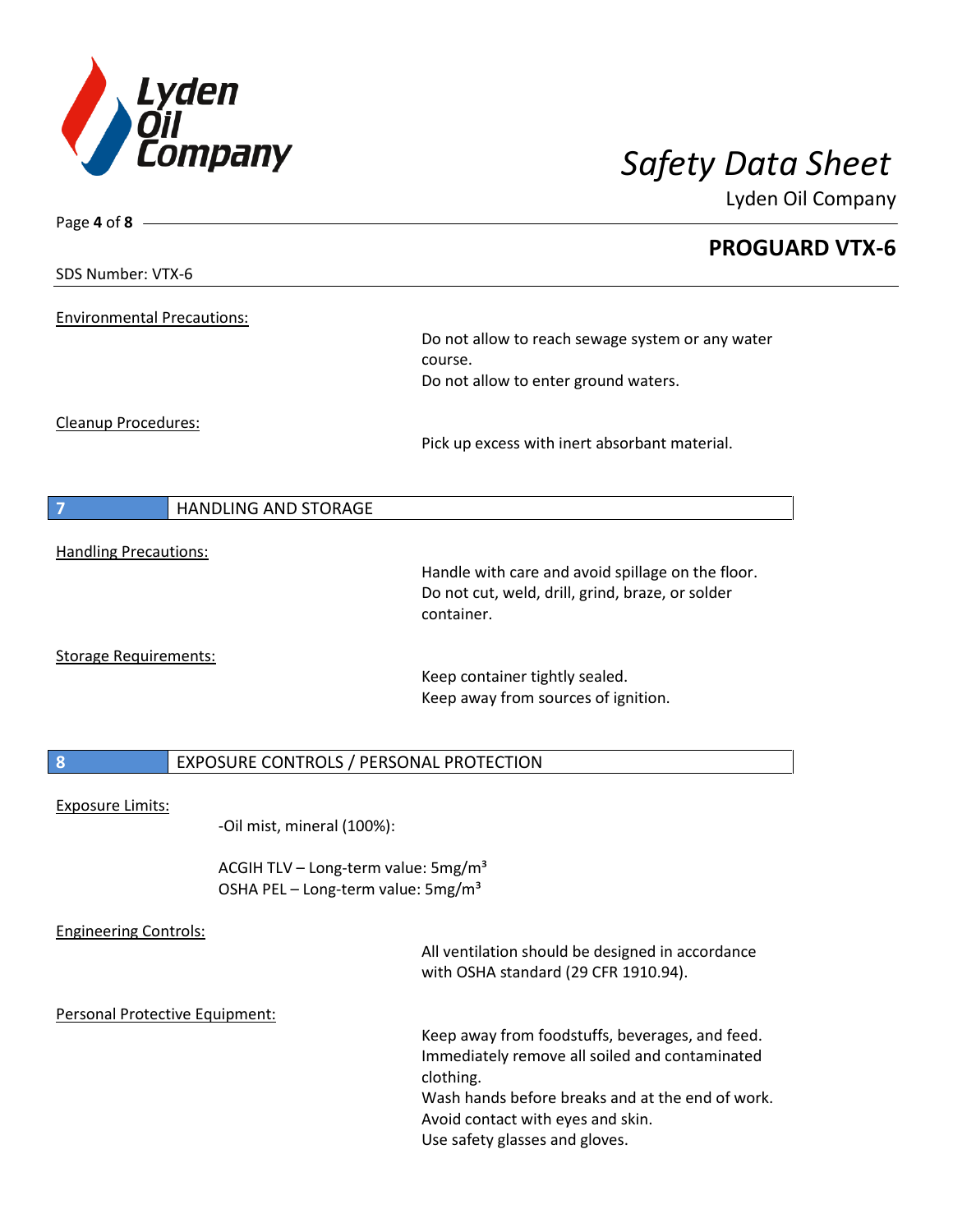Environmental Precautions:

Do not allow to reach sewage system or any water course.
Do not allow to enter ground waters.

Cleanup Procedures:

Pick up excess with inert absorbant material.

## 7 HANDLING AND STORAGE

Handling Precautions:

Handle with care and avoid spillage on the floor.
Do not cut, weld, drill, grind, braze, or solder container.

Storage Requirements:

Keep container tightly sealed.
Keep away from sources of ignition.

## 8 EXPOSURE CONTROLS / PERSONAL PROTECTION

Exposure Limits:

-Oil mist, mineral (100%):

ACGIH TLV – Long-term value: 5mg/m³
OSHA PEL – Long-term value: 5mg/m³

Engineering Controls:

All ventilation should be designed in accordance with OSHA standard (29 CFR 1910.94).

Personal Protective Equipment:

Keep away from foodstuffs, beverages, and feed.
Immediately remove all soiled and contaminated clothing.
Wash hands before breaks and at the end of work.
Avoid contact with eyes and skin.
Use safety glasses and gloves.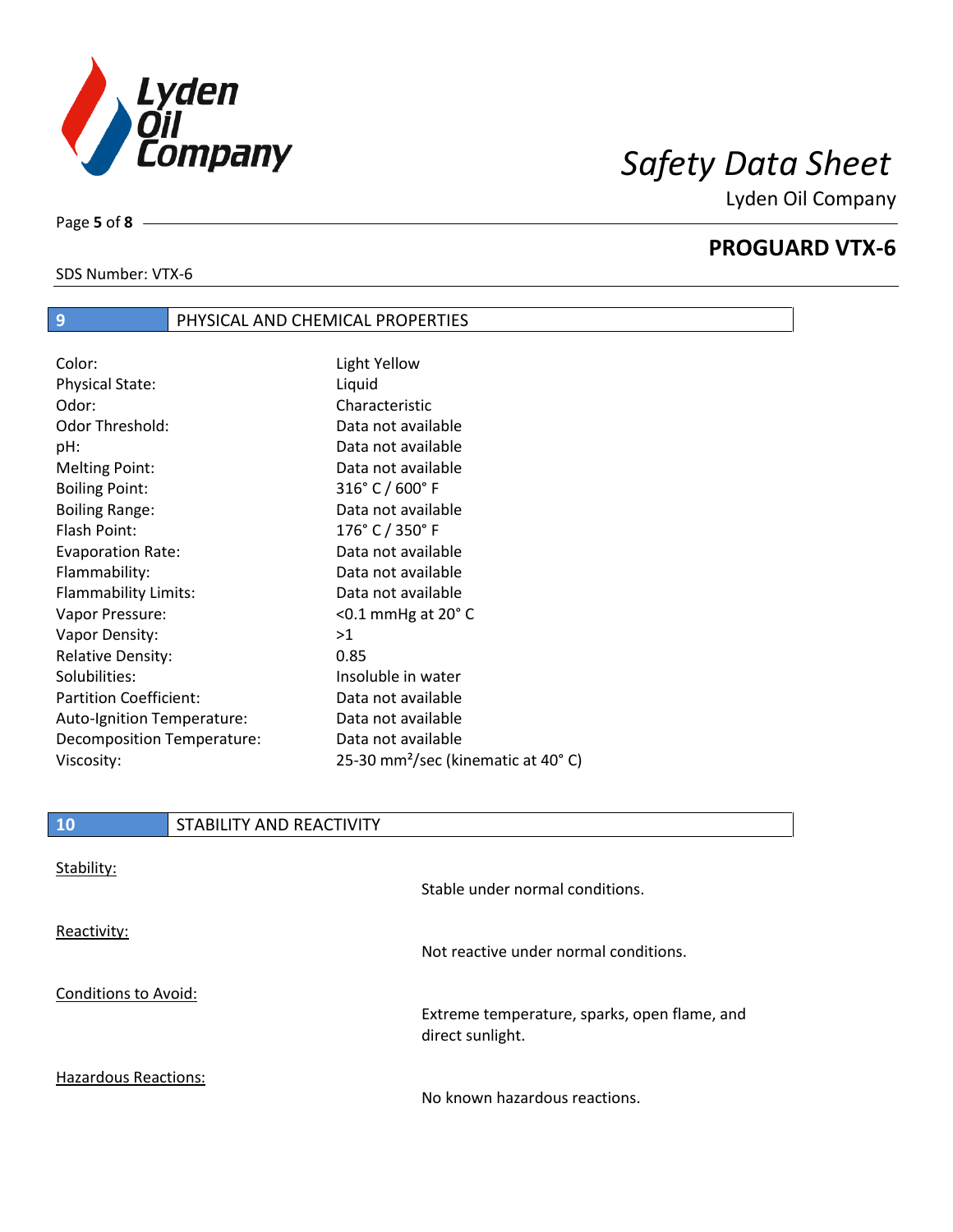## 9 PHYSICAL AND CHEMICAL PROPERTIES

| Property | Value |
|---|---|
| Color: | Light Yellow |
| Physical State: | Liquid |
| Odor: | Characteristic |
| Odor Threshold: | Data not available |
| pH: | Data not available |
| Melting Point: | Data not available |
| Boiling Point: | 316° C / 600° F |
| Boiling Range: | Data not available |
| Flash Point: | 176° C / 350° F |
| Evaporation Rate: | Data not available |
| Flammability: | Data not available |
| Flammability Limits: | Data not available |
| Vapor Pressure: | <0.1 mmHg at 20° C |
| Vapor Density: | >1 |
| Relative Density: | 0.85 |
| Solubilities: | Insoluble in water |
| Partition Coefficient: | Data not available |
| Auto-Ignition Temperature: | Data not available |
| Decomposition Temperature: | Data not available |
| Viscosity: | 25-30 $mm^2$/sec (kinematic at 40° C) |

## 10 STABILITY AND REACTIVITY

Stability:

Stable under normal conditions.

Reactivity:

Not reactive under normal conditions.

Conditions to Avoid:

Extreme temperature, sparks, open flame, and direct sunlight.

Hazardous Reactions:

No known hazardous reactions.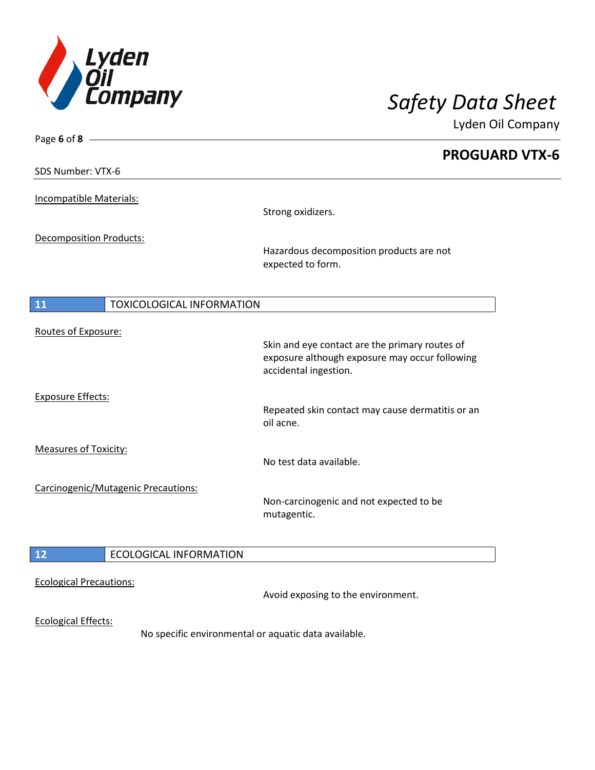SDS Number: VTX-6

Incompatible Materials:

Strong oxidizers.

Decomposition Products:

Hazardous decomposition products are not expected to form.

## 11 TOXICOLOGICAL INFORMATION

Routes of Exposure:

Skin and eye contact are the primary routes of exposure although exposure may occur following accidental ingestion.

Exposure Effects:

Repeated skin contact may cause dermatitis or an oil acne.

Measures of Toxicity:

No test data available.

Carcinogenic/Mutagenic Precautions:

Non-carcinogenic and not expected to be mutagentic.

## 12 ECOLOGICAL INFORMATION

Ecological Precautions:

Avoid exposing to the environment.

Ecological Effects:

No specific environmental or aquatic data available.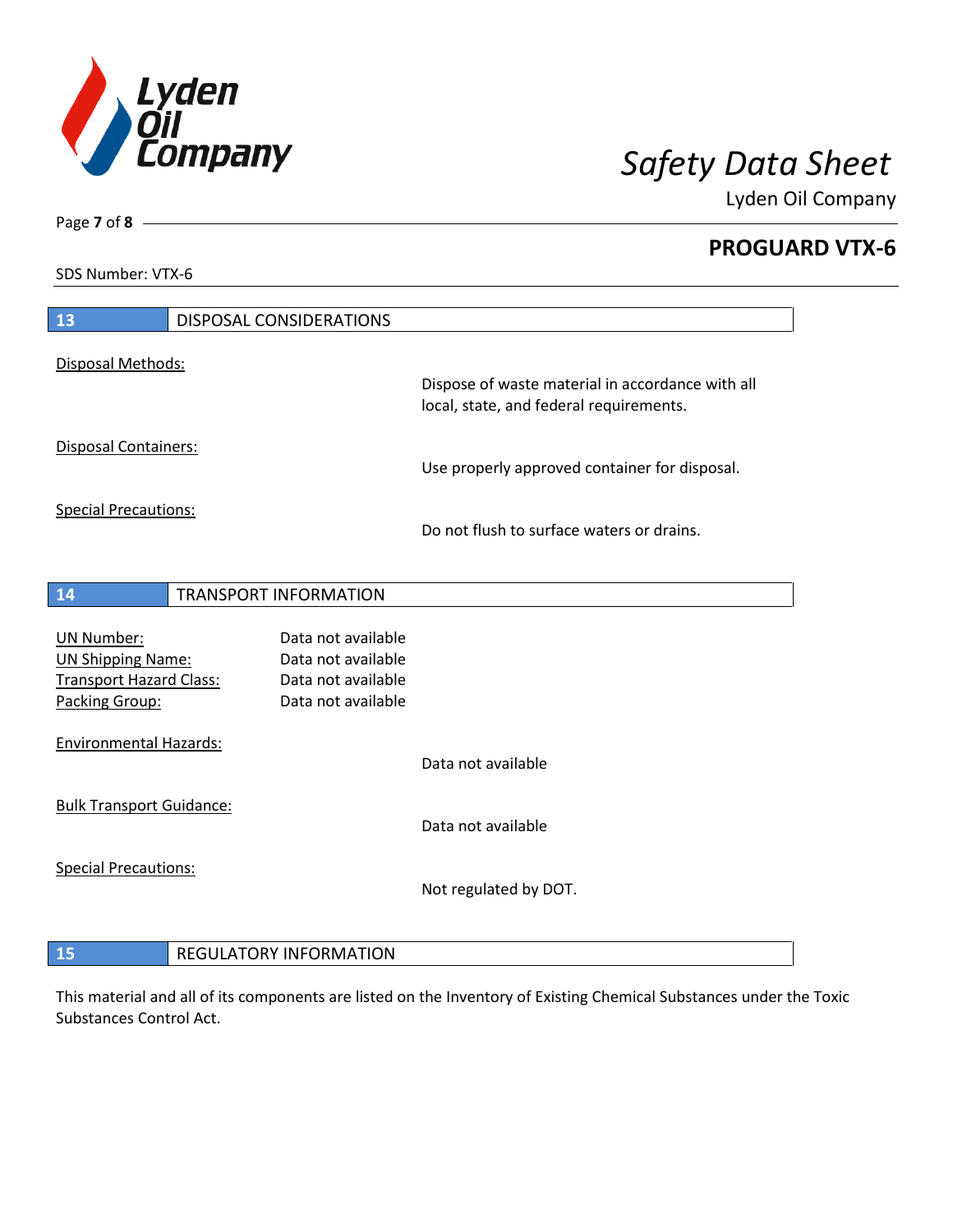## 13 DISPOSAL CONSIDERATIONS

Disposal Methods:

Dispose of waste material in accordance with all local, state, and federal requirements.

Disposal Containers:

Use properly approved container for disposal.

Special Precautions:

Do not flush to surface waters or drains.

## 14 TRANSPORT INFORMATION

| | |
|---|---|
| UN Number: | Data not available |
| UN Shipping Name: | Data not available |
| Transport Hazard Class: | Data not available |
| Packing Group: | Data not available |

Environmental Hazards:

Data not available

Bulk Transport Guidance:

Data not available

Special Precautions:

Not regulated by DOT.

## 15 REGULATORY INFORMATION

This material and all of its components are listed on the Inventory of Existing Chemical Substances under the Toxic Substances Control Act.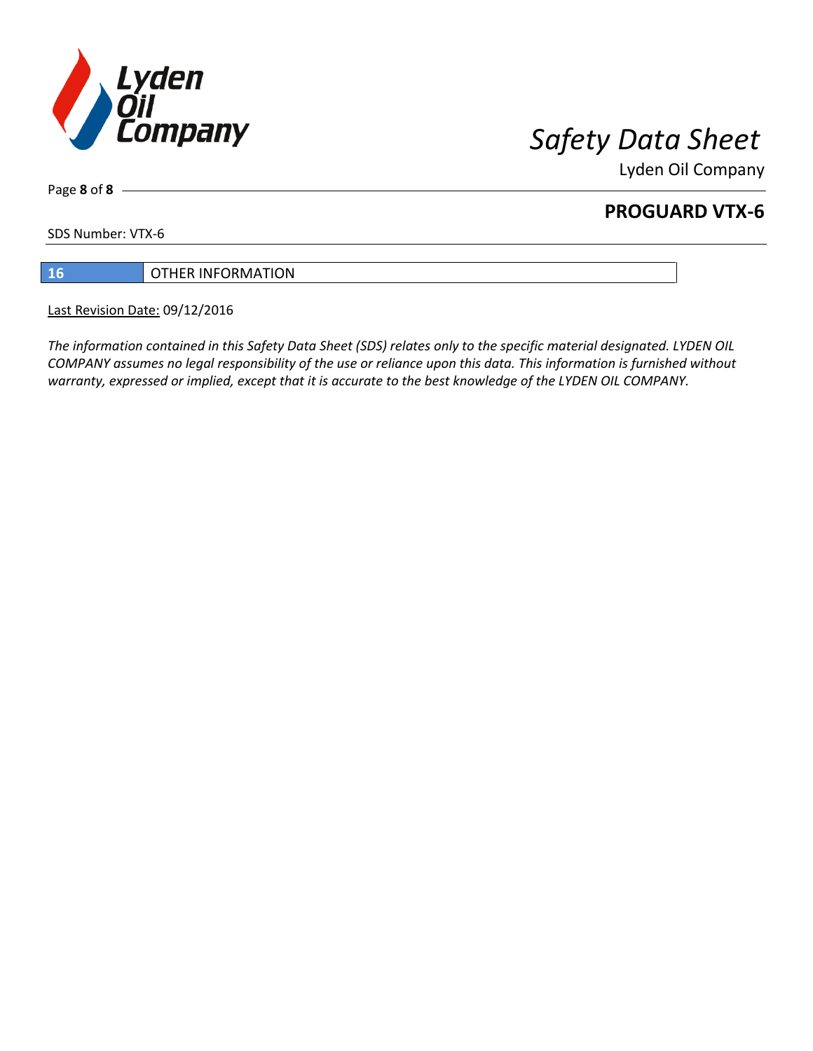## 16 OTHER INFORMATION

Last Revision Date: 09/12/2016

*The information contained in this Safety Data Sheet (SDS) relates only to the specific material designated. LYDEN OIL COMPANY assumes no legal responsibility of the use or reliance upon this data. This information is furnished without warranty, expressed or implied, except that it is accurate to the best knowledge of the LYDEN OIL COMPANY.*